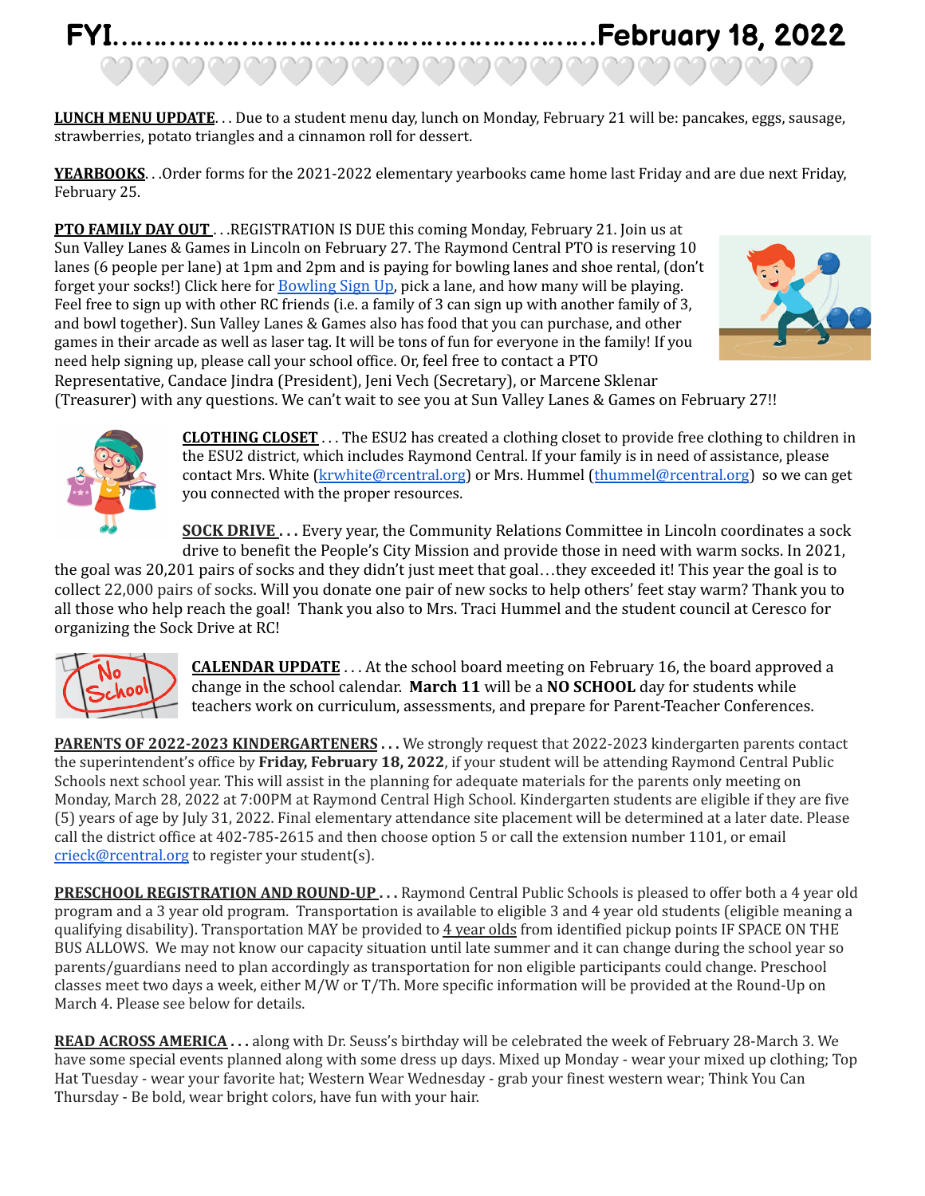# FYI…………………………………………………February 18, 2022

🤍🤍🤍🤍🤍🤍🤍🤍🤍🤍🤍🤍🤍🤍🤍🤍🤍🤍🤍🤍

**LUNCH MENU UPDATE**. . . Due to a student menu day, lunch on Monday, February 21 will be: pancakes, eggs, sausage, strawberries, potato triangles and a cinnamon roll for dessert.

**YEARBOOKS**. . .Order forms for the 2021-2022 elementary yearbooks came home last Friday and are due next Friday, February 25.

**PTO FAMILY DAY OUT** . . .REGISTRATION IS DUE this coming Monday, February 21. Join us at Sun Valley Lanes & Games in Lincoln on February 27. The Raymond Central PTO is reserving 10 lanes (6 people per lane) at 1pm and 2pm and is paying for bowling lanes and shoe rental, (don't forget your socks!) Click here for Bowling Sign Up, pick a lane, and how many will be playing. Feel free to sign up with other RC friends (i.e. a family of 3 can sign up with another family of 3, and bowl together). Sun Valley Lanes & Games also has food that you can purchase, and other games in their arcade as well as laser tag. It will be tons of fun for everyone in the family! If you need help signing up, please call your school office. Or, feel free to contact a PTO Representative, Candace Jindra (President), Jeni Vech (Secretary), or Marcene Sklenar (Treasurer) with any questions. We can't wait to see you at Sun Valley Lanes & Games on February 27!!

**CLOTHING CLOSET** . . . The ESU2 has created a clothing closet to provide free clothing to children in the ESU2 district, which includes Raymond Central. If your family is in need of assistance, please contact Mrs. White (krwhite@rcentral.org) or Mrs. Hummel (thummel@rcentral.org) so we can get you connected with the proper resources.

**SOCK DRIVE . . .** Every year, the Community Relations Committee in Lincoln coordinates a sock drive to benefit the People's City Mission and provide those in need with warm socks. In 2021, the goal was 20,201 pairs of socks and they didn't just meet that goal…they exceeded it! This year the goal is to collect 22,000 pairs of socks. Will you donate one pair of new socks to help others' feet stay warm? Thank you to all those who help reach the goal! Thank you also to Mrs. Traci Hummel and the student council at Ceresco for organizing the Sock Drive at RC!

**CALENDAR UPDATE** . . . At the school board meeting on February 16, the board approved a change in the school calendar. **March 11** will be a **NO SCHOOL** day for students while teachers work on curriculum, assessments, and prepare for Parent-Teacher Conferences.

**PARENTS OF 2022-2023 KINDERGARTENERS . . .** We strongly request that 2022-2023 kindergarten parents contact the superintendent's office by **Friday, February 18, 2022**, if your student will be attending Raymond Central Public Schools next school year. This will assist in the planning for adequate materials for the parents only meeting on Monday, March 28, 2022 at 7:00PM at Raymond Central High School. Kindergarten students are eligible if they are five (5) years of age by July 31, 2022. Final elementary attendance site placement will be determined at a later date. Please call the district office at 402-785-2615 and then choose option 5 or call the extension number 1101, or email crieck@rcentral.org to register your student(s).

**PRESCHOOL REGISTRATION AND ROUND-UP . . .** Raymond Central Public Schools is pleased to offer both a 4 year old program and a 3 year old program. Transportation is available to eligible 3 and 4 year old students (eligible meaning a qualifying disability). Transportation MAY be provided to 4 year olds from identified pickup points IF SPACE ON THE BUS ALLOWS. We may not know our capacity situation until late summer and it can change during the school year so parents/guardians need to plan accordingly as transportation for non eligible participants could change. Preschool classes meet two days a week, either M/W or T/Th. More specific information will be provided at the Round-Up on March 4. Please see below for details.

**READ ACROSS AMERICA . . .** along with Dr. Seuss's birthday will be celebrated the week of February 28-March 3. We have some special events planned along with some dress up days. Mixed up Monday - wear your mixed up clothing; Top Hat Tuesday - wear your favorite hat; Western Wear Wednesday - grab your finest western wear; Think You Can Thursday - Be bold, wear bright colors, have fun with your hair.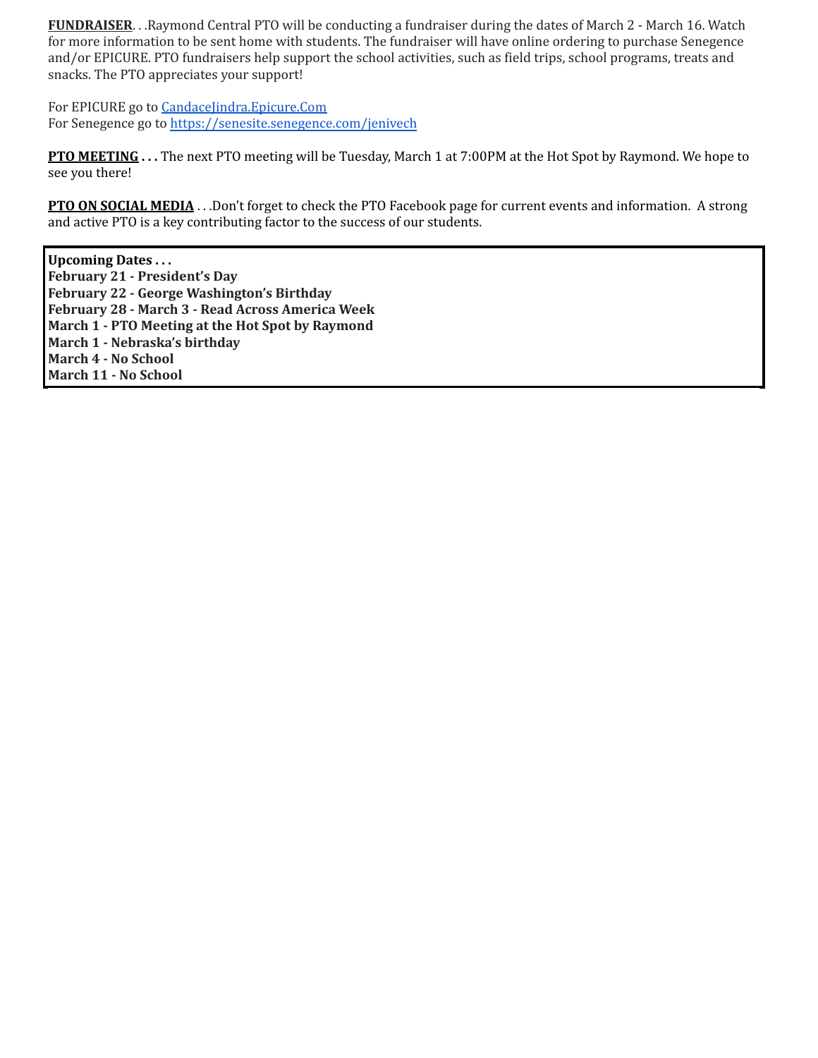**<u>FUNDRAISER</u>**. . .Raymond Central PTO will be conducting a fundraiser during the dates of March 2 - March 16. Watch for more information to be sent home with students. The fundraiser will have online ordering to purchase Senegence and/or EPICURE. PTO fundraisers help support the school activities, such as field trips, school programs, treats and snacks. The PTO appreciates your support!

For EPICURE go to [CandaceJindra.Epicure.Com](CandaceJindra.Epicure.Com)
For Senegence go to [https://senesite.senegence.com/jenivech](https://senesite.senegence.com/jenivech)

**<u>PTO MEETING</u> . . .** The next PTO meeting will be Tuesday, March 1 at 7:00PM at the Hot Spot by Raymond. We hope to see you there!

**<u>PTO ON SOCIAL MEDIA</u>** . . .Don't forget to check the PTO Facebook page for current events and information. A strong and active PTO is a key contributing factor to the success of our students.

**Upcoming Dates . . .**
**February 21 - President's Day**
**February 22 - George Washington's Birthday**
**February 28 - March 3 - Read Across America Week**
**March 1 - PTO Meeting at the Hot Spot by Raymond**
**March 1 - Nebraska's birthday**
**March 4 - No School**
**March 11 - No School**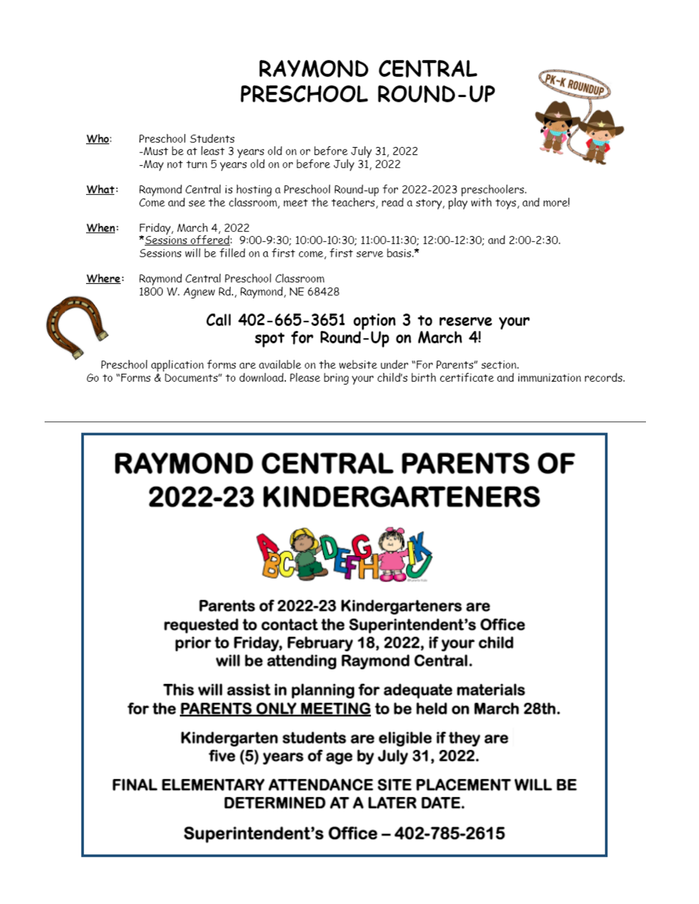# RAYMOND CENTRAL PRESCHOOL ROUND-UP

**Who**: Preschool Students
-Must be at least 3 years old on or before July 31, 2022
-May not turn 5 years old on or before July 31, 2022

**What**: Raymond Central is hosting a Preschool Round-up for 2022-2023 preschoolers. Come and see the classroom, meet the teachers, read a story, play with toys, and more!

**When**: Friday, March 4, 2022
*Sessions offered: 9:00-9:30; 10:00-10:30; 11:00-11:30; 12:00-12:30; and 2:00-2:30. Sessions will be filled on a first come, first serve basis.*

**Where**: Raymond Central Preschool Classroom
1800 W. Agnew Rd., Raymond, NE 68428

**Call 402-665-3651 option 3 to reserve your spot for Round-Up on March 4!**

Preschool application forms are available on the website under "For Parents" section. Go to "Forms & Documents" to download. Please bring your child's birth certificate and immunization records.

---

# RAYMOND CENTRAL PARENTS OF 2022-23 KINDERGARTENERS

**Parents of 2022-23 Kindergarteners are requested to contact the Superintendent's Office prior to Friday, February 18, 2022, if your child will be attending Raymond Central.**

**This will assist in planning for adequate materials for the PARENTS ONLY MEETING to be held on March 28th.**

**Kindergarten students are eligible if they are five (5) years of age by July 31, 2022.**

**FINAL ELEMENTARY ATTENDANCE SITE PLACEMENT WILL BE DETERMINED AT A LATER DATE.**

**Superintendent's Office – 402-785-2615**